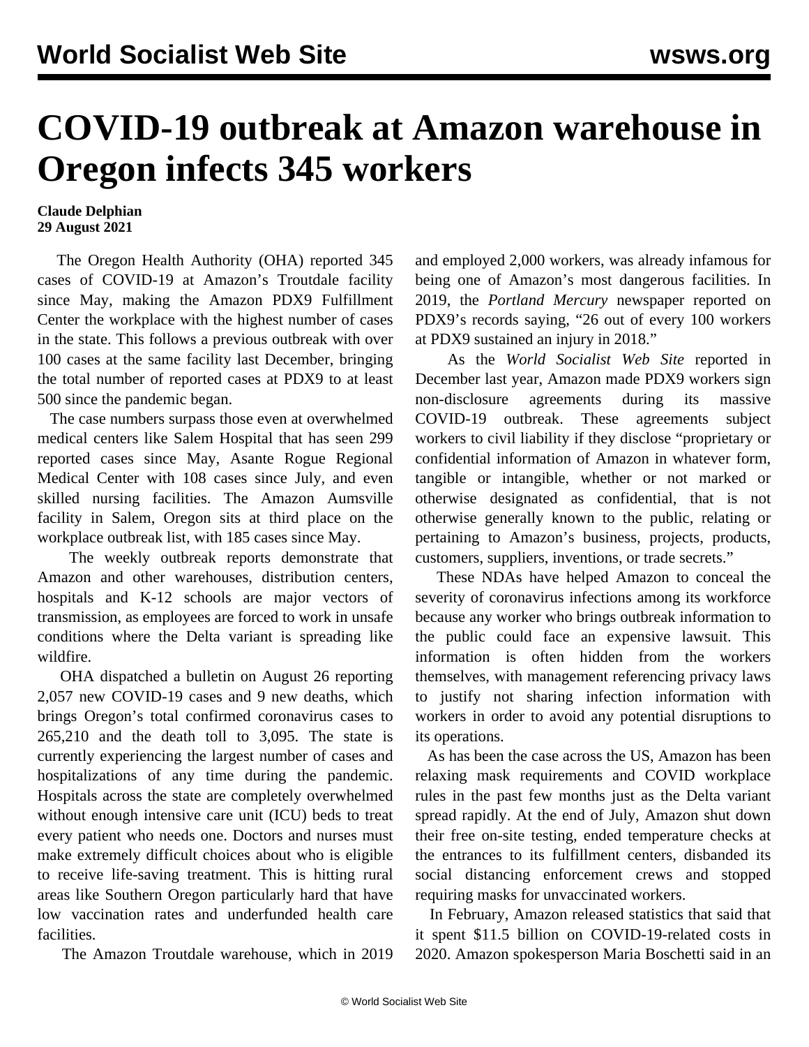# COVID-19 outbreak at Amazon warehouse in Oregon infects 345 workers

**Claude Delphian**
**29 August 2021**

The Oregon Health Authority (OHA) reported 345 cases of COVID-19 at Amazon's Troutdale facility since May, making the Amazon PDX9 Fulfillment Center the workplace with the highest number of cases in the state. This follows a previous outbreak with over 100 cases at the same facility last December, bringing the total number of reported cases at PDX9 to at least 500 since the pandemic began.

The case numbers surpass those even at overwhelmed medical centers like Salem Hospital that has seen 299 reported cases since May, Asante Rogue Regional Medical Center with 108 cases since July, and even skilled nursing facilities. The Amazon Aumsville facility in Salem, Oregon sits at third place on the workplace outbreak list, with 185 cases since May.

The weekly outbreak reports demonstrate that Amazon and other warehouses, distribution centers, hospitals and K-12 schools are major vectors of transmission, as employees are forced to work in unsafe conditions where the Delta variant is spreading like wildfire.

OHA dispatched a bulletin on August 26 reporting 2,057 new COVID-19 cases and 9 new deaths, which brings Oregon's total confirmed coronavirus cases to 265,210 and the death toll to 3,095. The state is currently experiencing the largest number of cases and hospitalizations of any time during the pandemic. Hospitals across the state are completely overwhelmed without enough intensive care unit (ICU) beds to treat every patient who needs one. Doctors and nurses must make extremely difficult choices about who is eligible to receive life-saving treatment. This is hitting rural areas like Southern Oregon particularly hard that have low vaccination rates and underfunded health care facilities.

The Amazon Troutdale warehouse, which in 2019 and employed 2,000 workers, was already infamous for being one of Amazon's most dangerous facilities. In 2019, the *Portland Mercury* newspaper reported on PDX9's records saying, "26 out of every 100 workers at PDX9 sustained an injury in 2018."

As the *World Socialist Web Site* reported in December last year, Amazon made PDX9 workers sign non-disclosure agreements during its massive COVID-19 outbreak. These agreements subject workers to civil liability if they disclose "proprietary or confidential information of Amazon in whatever form, tangible or intangible, whether or not marked or otherwise designated as confidential, that is not otherwise generally known to the public, relating or pertaining to Amazon's business, projects, products, customers, suppliers, inventions, or trade secrets."

These NDAs have helped Amazon to conceal the severity of coronavirus infections among its workforce because any worker who brings outbreak information to the public could face an expensive lawsuit. This information is often hidden from the workers themselves, with management referencing privacy laws to justify not sharing infection information with workers in order to avoid any potential disruptions to its operations.

As has been the case across the US, Amazon has been relaxing mask requirements and COVID workplace rules in the past few months just as the Delta variant spread rapidly. At the end of July, Amazon shut down their free on-site testing, ended temperature checks at the entrances to its fulfillment centers, disbanded its social distancing enforcement crews and stopped requiring masks for unvaccinated workers.

In February, Amazon released statistics that said that it spent $11.5 billion on COVID-19-related costs in 2020. Amazon spokesperson Maria Boschetti said in an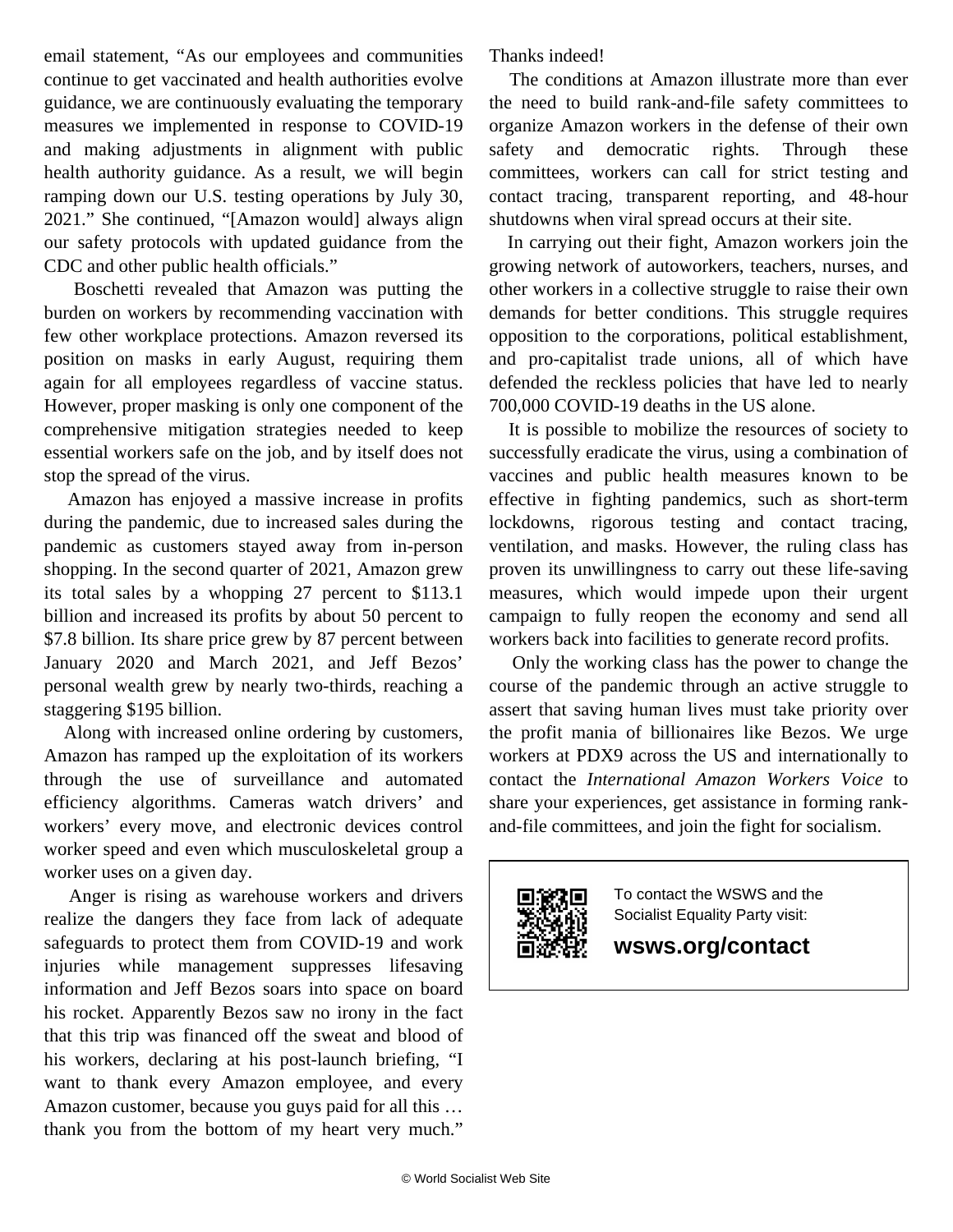email statement, "As our employees and communities continue to get vaccinated and health authorities evolve guidance, we are continuously evaluating the temporary measures we implemented in response to COVID-19 and making adjustments in alignment with public health authority guidance. As a result, we will begin ramping down our U.S. testing operations by July 30, 2021." She continued, "[Amazon would] always align our safety protocols with updated guidance from the CDC and other public health officials."

Boschetti revealed that Amazon was putting the burden on workers by recommending vaccination with few other workplace protections. Amazon reversed its position on masks in early August, requiring them again for all employees regardless of vaccine status. However, proper masking is only one component of the comprehensive mitigation strategies needed to keep essential workers safe on the job, and by itself does not stop the spread of the virus.

Amazon has enjoyed a massive increase in profits during the pandemic, due to increased sales during the pandemic as customers stayed away from in-person shopping. In the second quarter of 2021, Amazon grew its total sales by a whopping 27 percent to $113.1 billion and increased its profits by about 50 percent to $7.8 billion. Its share price grew by 87 percent between January 2020 and March 2021, and Jeff Bezos' personal wealth grew by nearly two-thirds, reaching a staggering $195 billion.

Along with increased online ordering by customers, Amazon has ramped up the exploitation of its workers through the use of surveillance and automated efficiency algorithms. Cameras watch drivers' and workers' every move, and electronic devices control worker speed and even which musculoskeletal group a worker uses on a given day.

Anger is rising as warehouse workers and drivers realize the dangers they face from lack of adequate safeguards to protect them from COVID-19 and work injuries while management suppresses lifesaving information and Jeff Bezos soars into space on board his rocket. Apparently Bezos saw no irony in the fact that this trip was financed off the sweat and blood of his workers, declaring at his post-launch briefing, "I want to thank every Amazon employee, and every Amazon customer, because you guys paid for all this … thank you from the bottom of my heart very much." Thanks indeed!

The conditions at Amazon illustrate more than ever the need to build rank-and-file safety committees to organize Amazon workers in the defense of their own safety and democratic rights. Through these committees, workers can call for strict testing and contact tracing, transparent reporting, and 48-hour shutdowns when viral spread occurs at their site.

In carrying out their fight, Amazon workers join the growing network of autoworkers, teachers, nurses, and other workers in a collective struggle to raise their own demands for better conditions. This struggle requires opposition to the corporations, political establishment, and pro-capitalist trade unions, all of which have defended the reckless policies that have led to nearly 700,000 COVID-19 deaths in the US alone.

It is possible to mobilize the resources of society to successfully eradicate the virus, using a combination of vaccines and public health measures known to be effective in fighting pandemics, such as short-term lockdowns, rigorous testing and contact tracing, ventilation, and masks. However, the ruling class has proven its unwillingness to carry out these life-saving measures, which would impede upon their urgent campaign to fully reopen the economy and send all workers back into facilities to generate record profits.

Only the working class has the power to change the course of the pandemic through an active struggle to assert that saving human lives must take priority over the profit mania of billionaires like Bezos. We urge workers at PDX9 across the US and internationally to contact the *International Amazon Workers Voice* to share your experiences, get assistance in forming rank-and-file committees, and join the fight for socialism.

To contact the WSWS and the Socialist Equality Party visit:

**wsws.org/contact**